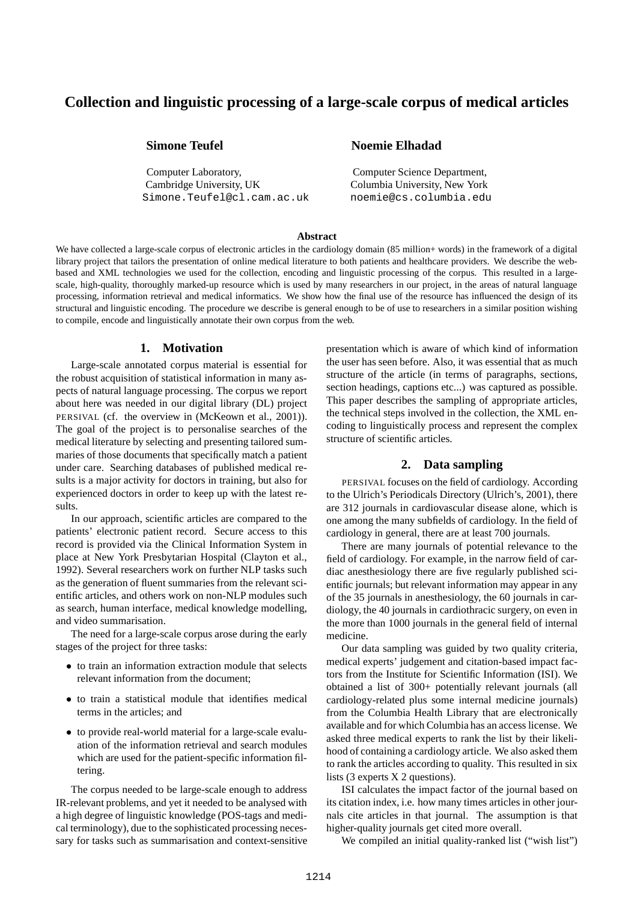# Collection and linguistic processing of a large-scale corpus of medical articles

**Simone Teufel**

Computer Laboratory,
Cambridge University, UK
Simone.Teufel@cl.cam.ac.uk

**Noemie Elhadad**

Computer Science Department,
Columbia University, New York
noemie@cs.columbia.edu

**Abstract**

We have collected a large-scale corpus of electronic articles in the cardiology domain (85 million+ words) in the framework of a digital library project that tailors the presentation of online medical literature to both patients and healthcare providers. We describe the web-based and XML technologies we used for the collection, encoding and linguistic processing of the corpus. This resulted in a large-scale, high-quality, thoroughly marked-up resource which is used by many researchers in our project, in the areas of natural language processing, information retrieval and medical informatics. We show how the final use of the resource has influenced the design of its structural and linguistic encoding. The procedure we describe is general enough to be of use to researchers in a similar position wishing to compile, encode and linguistically annotate their own corpus from the web.

## 1. Motivation

Large-scale annotated corpus material is essential for the robust acquisition of statistical information in many aspects of natural language processing. The corpus we report about here was needed in our digital library (DL) project PERSIVAL (cf. the overview in (McKeown et al., 2001)). The goal of the project is to personalise searches of the medical literature by selecting and presenting tailored summaries of those documents that specifically match a patient under care. Searching databases of published medical results is a major activity for doctors in training, but also for experienced doctors in order to keep up with the latest results.

In our approach, scientific articles are compared to the patients' electronic patient record. Secure access to this record is provided via the Clinical Information System in place at New York Presbytarian Hospital (Clayton et al., 1992). Several researchers work on further NLP tasks such as the generation of fluent summaries from the relevant scientific articles, and others work on non-NLP modules such as search, human interface, medical knowledge modelling, and video summarisation.

The need for a large-scale corpus arose during the early stages of the project for three tasks:

- to train an information extraction module that selects relevant information from the document;
- to train a statistical module that identifies medical terms in the articles; and
- to provide real-world material for a large-scale evaluation of the information retrieval and search modules which are used for the patient-specific information filtering.

The corpus needed to be large-scale enough to address IR-relevant problems, and yet it needed to be analysed with a high degree of linguistic knowledge (POS-tags and medical terminology), due to the sophisticated processing necessary for tasks such as summarisation and context-sensitive presentation which is aware of which kind of information the user has seen before. Also, it was essential that as much structure of the article (in terms of paragraphs, sections, section headings, captions etc...) was captured as possible. This paper describes the sampling of appropriate articles, the technical steps involved in the collection, the XML encoding to linguistically process and represent the complex structure of scientific articles.

## 2. Data sampling

PERSIVAL focuses on the field of cardiology. According to the Ulrich's Periodicals Directory (Ulrich's, 2001), there are 312 journals in cardiovascular disease alone, which is one among the many subfields of cardiology. In the field of cardiology in general, there are at least 700 journals.

There are many journals of potential relevance to the field of cardiology. For example, in the narrow field of cardiac anesthesiology there are five regularly published scientific journals; but relevant information may appear in any of the 35 journals in anesthesiology, the 60 journals in cardiology, the 40 journals in cardiothracic surgery, on even in the more than 1000 journals in the general field of internal medicine.

Our data sampling was guided by two quality criteria, medical experts' judgement and citation-based impact factors from the Institute for Scientific Information (ISI). We obtained a list of 300+ potentially relevant journals (all cardiology-related plus some internal medicine journals) from the Columbia Health Library that are electronically available and for which Columbia has an access license. We asked three medical experts to rank the list by their likelihood of containing a cardiology article. We also asked them to rank the articles according to quality. This resulted in six lists (3 experts X 2 questions).

ISI calculates the impact factor of the journal based on its citation index, i.e. how many times articles in other journals cite articles in that journal. The assumption is that higher-quality journals get cited more overall.

We compiled an initial quality-ranked list ("wish list")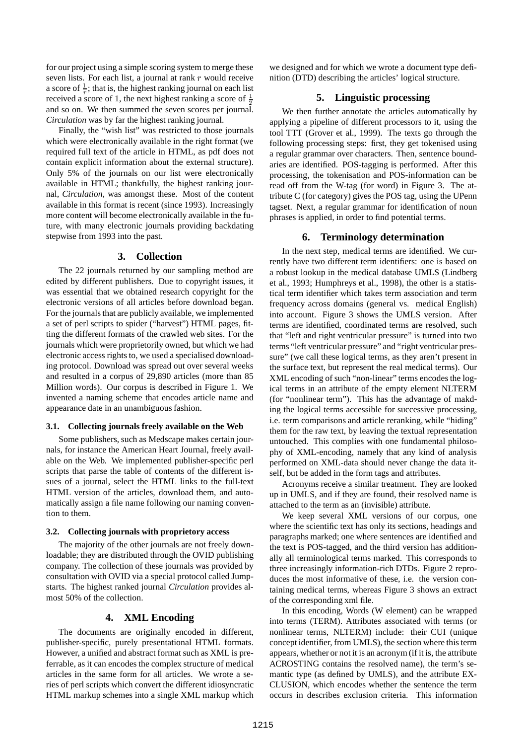for our project using a simple scoring system to merge these seven lists. For each list, a journal at rank $r$ would receive a score of $\frac{1}{r}$; that is, the highest ranking journal on each list received a score of 1, the next highest ranking a score of $\frac{1}{2}$ and so on. We then summed the seven scores per journal. *Circulation* was by far the highest ranking journal.

Finally, the "wish list" was restricted to those journals which were electronically available in the right format (we required full text of the article in HTML, as pdf does not contain explicit information about the external structure). Only 5% of the journals on our list were electronically available in HTML; thankfully, the highest ranking journal, *Circulation*, was amongst these. Most of the content available in this format is recent (since 1993). Increasingly more content will become electronically available in the future, with many electronic journals providing backdating stepwise from 1993 into the past.

## 3. Collection

The 22 journals returned by our sampling method are edited by different publishers. Due to copyright issues, it was essential that we obtained research copyright for the electronic versions of all articles before download began. For the journals that are publicly available, we implemented a set of perl scripts to spider ("harvest") HTML pages, fitting the different formats of the crawled web sites. For the journals which were proprietorily owned, but which we had electronic access rights to, we used a specialised downloading protocol. Download was spread out over several weeks and resulted in a corpus of 29,890 articles (more than 85 Million words). Our corpus is described in Figure 1. We invented a naming scheme that encodes article name and appearance date in an unambiguous fashion.

### 3.1. Collecting journals freely available on the Web

Some publishers, such as Medscape makes certain journals, for instance the American Heart Journal, freely available on the Web. We implemented publisher-specific perl scripts that parse the table of contents of the different issues of a journal, select the HTML links to the full-text HTML version of the articles, download them, and automatically assign a file name following our naming convention to them.

### 3.2. Collecting journals with proprietory access

The majority of the other journals are not freely downloadable; they are distributed through the OVID publishing company. The collection of these journals was provided by consultation with OVID via a special protocol called Jumpstarts. The highest ranked journal *Circulation* provides almost 50% of the collection.

## 4. XML Encoding

The documents are originally encoded in different, publisher-specific, purely presentational HTML formats. However, a unified and abstract format such as XML is preferrable, as it can encodes the complex structure of medical articles in the same form for all articles. We wrote a series of perl scripts which convert the different idiosyncratic HTML markup schemes into a single XML markup which we designed and for which we wrote a document type definition (DTD) describing the articles' logical structure.

## 5. Linguistic processing

We then further annotate the articles automatically by applying a pipeline of different processors to it, using the tool TTT (Grover et al., 1999). The texts go through the following processing steps: first, they get tokenised using a regular grammar over characters. Then, sentence boundaries are identified. POS-tagging is performed. After this processing, the tokenisation and POS-information can be read off from the W-tag (for word) in Figure 3. The attribute C (for category) gives the POS tag, using the UPenn tagset. Next, a regular grammar for identification of noun phrases is applied, in order to find potential terms.

## 6. Terminology determination

In the next step, medical terms are identified. We currently have two different term identifiers: one is based on a robust lookup in the medical database UMLS (Lindberg et al., 1993; Humphreys et al., 1998), the other is a statistical term identifier which takes term association and term frequency across domains (general vs. medical English) into account. Figure 3 shows the UMLS version. After terms are identified, coordinated terms are resolved, such that "left and right ventricular pressure" is turned into two terms "left ventricular pressure" and "right ventricular pressure" (we call these logical terms, as they aren't present in the surface text, but represent the real medical terms). Our XML encoding of such "non-linear" terms encodes the logical terms in an attribute of the empty element NLTERM (for "nonlinear term"). This has the advantage of makding the logical terms accessible for successive processing, i.e. term comparisons and article reranking, while "hiding" them for the raw text, by leaving the textual representation untouched. This complies with one fundamental philosophy of XML-encoding, namely that any kind of analysis performed on XML-data should never change the data itself, but be added in the form tags and attributes.

Acronyms receive a similar treatment. They are looked up in UMLS, and if they are found, their resolved name is attached to the term as an (invisible) attribute.

We keep several XML versions of our corpus, one where the scientific text has only its sections, headings and paragraphs marked; one where sentences are identified and the text is POS-tagged, and the third version has additionally all terminological terms marked. This corresponds to three increasingly information-rich DTDs. Figure 2 reproduces the most informative of these, i.e. the version containing medical terms, whereas Figure 3 shows an extract of the corresponding xml file.

In this encoding, Words (W element) can be wrapped into terms (TERM). Attributes associated with terms (or nonlinear terms, NLTERM) include: their CUI (unique concept identifier, from UMLS), the section where this term appears, whether or not it is an acronym (if it is, the attribute ACROSTING contains the resolved name), the term's semantic type (as defined by UMLS), and the attribute EXCLUSION, which encodes whether the sentence the term occurs in describes exclusion criteria. This information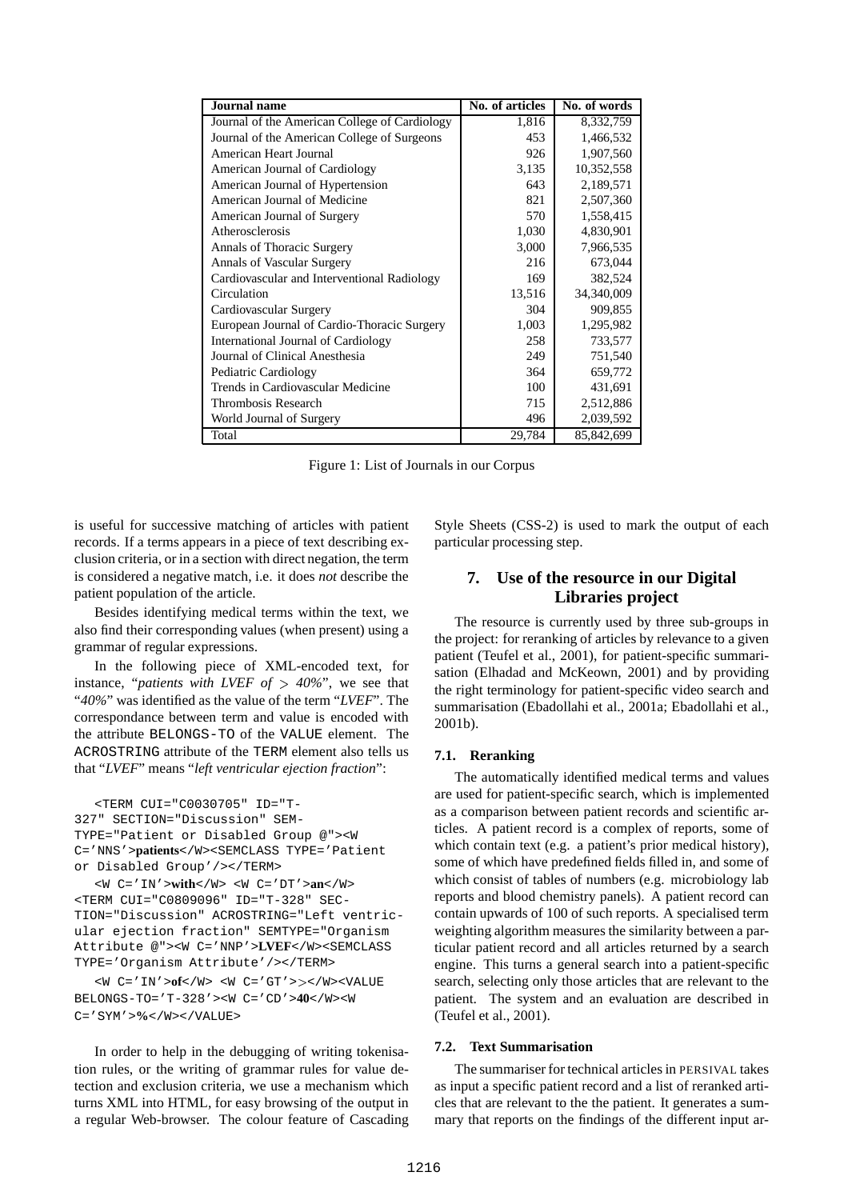| Journal name | No. of articles | No. of words |
|---|---|---|
| Journal of the American College of Cardiology | 1,816 | 8,332,759 |
| Journal of the American College of Surgeons | 453 | 1,466,532 |
| American Heart Journal | 926 | 1,907,560 |
| American Journal of Cardiology | 3,135 | 10,352,558 |
| American Journal of Hypertension | 643 | 2,189,571 |
| American Journal of Medicine | 821 | 2,507,360 |
| American Journal of Surgery | 570 | 1,558,415 |
| Atherosclerosis | 1,030 | 4,830,901 |
| Annals of Thoracic Surgery | 3,000 | 7,966,535 |
| Annals of Vascular Surgery | 216 | 673,044 |
| Cardiovascular and Interventional Radiology | 169 | 382,524 |
| Circulation | 13,516 | 34,340,009 |
| Cardiovascular Surgery | 304 | 909,855 |
| European Journal of Cardio-Thoracic Surgery | 1,003 | 1,295,982 |
| International Journal of Cardiology | 258 | 733,577 |
| Journal of Clinical Anesthesia | 249 | 751,540 |
| Pediatric Cardiology | 364 | 659,772 |
| Trends in Cardiovascular Medicine | 100 | 431,691 |
| Thrombosis Research | 715 | 2,512,886 |
| World Journal of Surgery | 496 | 2,039,592 |
| Total | 29,784 | 85,842,699 |

Figure 1: List of Journals in our Corpus

is useful for successive matching of articles with patient records. If a terms appears in a piece of text describing exclusion criteria, or in a section with direct negation, the term is considered a negative match, i.e. it does *not* describe the patient population of the article.

Besides identifying medical terms within the text, we also find their corresponding values (when present) using a grammar of regular expressions.

In the following piece of XML-encoded text, for instance, "*patients with LVEF of > 40%*", we see that "*40%*" was identified as the value of the term "*LVEF*". The correspondance between term and value is encoded with the attribute BELONGS-TO of the VALUE element. The ACROSTRING attribute of the TERM element also tells us that "*LVEF*" means "*left ventricular ejection fraction*":

```
<TERM CUI="C0030705" ID="T-327" SECTION="Discussion" SEMTYPE="Patient or Disabled Group @"><W C='NNS'>patients</W><SEMCLASS TYPE='Patient or Disabled Group'/></TERM>
<W C='IN'>with</W> <W C='DT'>an</W> <TERM CUI="C0809096" ID="T-328" SECTION="Discussion" ACROSTRING="Left ventricular ejection fraction" SEMTYPE="Organism Attribute @"><W C='NNP'>LVEF</W><SEMCLASS TYPE='Organism Attribute'/></TERM>
<W C='IN'>of</W> <W C='GT'>></W><VALUE BELONGS-TO='T-328'><W C='CD'>40</W><W C='SYM'>%</W></VALUE>
```

In order to help in the debugging of writing tokenisation rules, or the writing of grammar rules for value detection and exclusion criteria, we use a mechanism which turns XML into HTML, for easy browsing of the output in a regular Web-browser. The colour feature of Cascading Style Sheets (CSS-2) is used to mark the output of each particular processing step.

## 7. Use of the resource in our Digital Libraries project

The resource is currently used by three sub-groups in the project: for reranking of articles by relevance to a given patient (Teufel et al., 2001), for patient-specific summarisation (Elhadad and McKeown, 2001) and by providing the right terminology for patient-specific video search and summarisation (Ebadollahi et al., 2001a; Ebadollahi et al., 2001b).

### 7.1. Reranking

The automatically identified medical terms and values are used for patient-specific search, which is implemented as a comparison between patient records and scientific articles. A patient record is a complex of reports, some of which contain text (e.g. a patient's prior medical history), some of which have predefined fields filled in, and some of which consist of tables of numbers (e.g. microbiology lab reports and blood chemistry panels). A patient record can contain upwards of 100 of such reports. A specialised term weighting algorithm measures the similarity between a particular patient record and all articles returned by a search engine. This turns a general search into a patient-specific search, selecting only those articles that are relevant to the patient. The system and an evaluation are described in (Teufel et al., 2001).

### 7.2. Text Summarisation

The summariser for technical articles in PERSIVAL takes as input a specific patient record and a list of reranked articles that are relevant to the patient. It generates a summary that reports on the findings of the different input ar-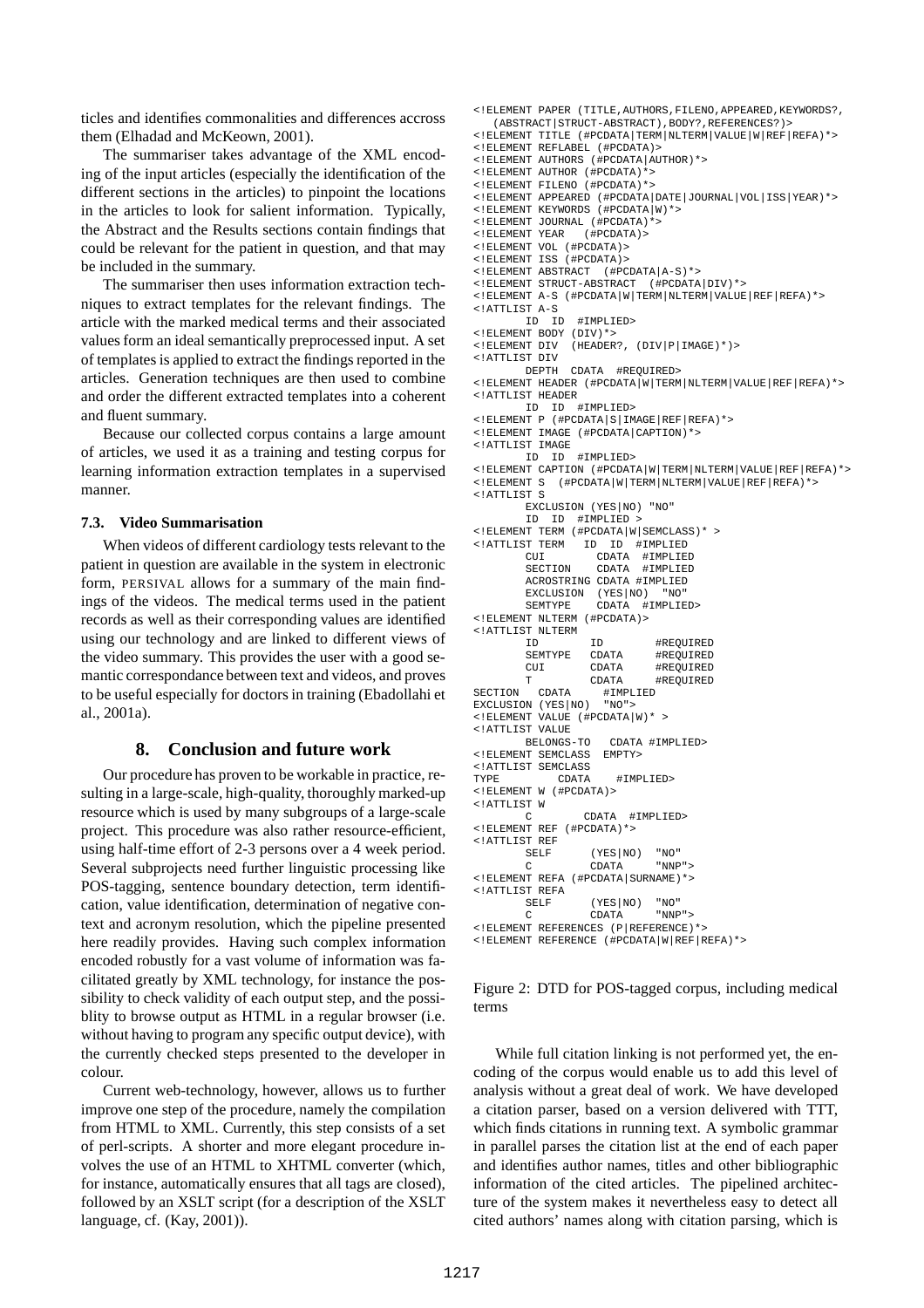ticles and identifies commonalities and differences accross them (Elhadad and McKeown, 2001).

The summariser takes advantage of the XML encoding of the input articles (especially the identification of the different sections in the articles) to pinpoint the locations in the articles to look for salient information. Typically, the Abstract and the Results sections contain findings that could be relevant for the patient in question, and that may be included in the summary.

The summariser then uses information extraction techniques to extract templates for the relevant findings. The article with the marked medical terms and their associated values form an ideal semantically preprocessed input. A set of templates is applied to extract the findings reported in the articles. Generation techniques are then used to combine and order the different extracted templates into a coherent and fluent summary.

Because our collected corpus contains a large amount of articles, we used it as a training and testing corpus for learning information extraction templates in a supervised manner.

### 7.3. Video Summarisation

When videos of different cardiology tests relevant to the patient in question are available in the system in electronic form, PERSIVAL allows for a summary of the main findings of the videos. The medical terms used in the patient records as well as their corresponding values are identified using our technology and are linked to different views of the video summary. This provides the user with a good semantic correspondance between text and videos, and proves to be useful especially for doctors in training (Ebadollahi et al., 2001a).

## 8. Conclusion and future work

Our procedure has proven to be workable in practice, resulting in a large-scale, high-quality, thoroughly marked-up resource which is used by many subgroups of a large-scale project. This procedure was also rather resource-efficient, using half-time effort of 2-3 persons over a 4 week period. Several subprojects need further linguistic processing like POS-tagging, sentence boundary detection, term identification, value identification, determination of negative context and acronym resolution, which the pipeline presented here readily provides. Having such complex information encoded robustly for a vast volume of information was facilitated greatly by XML technology, for instance the possibility to check validity of each output step, and the possiblity to browse output as HTML in a regular browser (i.e. without having to program any specific output device), with the currently checked steps presented to the developer in colour.

Current web-technology, however, allows us to further improve one step of the procedure, namely the compilation from HTML to XML. Currently, this step consists of a set of perl-scripts. A shorter and more elegant procedure involves the use of an HTML to XHTML converter (which, for instance, automatically ensures that all tags are closed), followed by an XSLT script (for a description of the XSLT language, cf. (Kay, 2001)).

```
<!ELEMENT PAPER (TITLE,AUTHORS,FILENO,APPEARED,KEYWORDS?,
   (ABSTRACT|STRUCT-ABSTRACT),BODY?,REFERENCES?)>
<!ELEMENT TITLE (#PCDATA|TERM|NLTERM|VALUE|W|REF|REFA)*>
<!ELEMENT REFLABEL (#PCDATA)>
<!ELEMENT AUTHORS (#PCDATA|AUTHOR)*>
<!ELEMENT AUTHOR (#PCDATA)*>
<!ELEMENT FILENO (#PCDATA)*>
<!ELEMENT APPEARED (#PCDATA|DATE|JOURNAL|VOL|ISS|YEAR)*>
<!ELEMENT KEYWORDS (#PCDATA|W)*>
<!ELEMENT JOURNAL (#PCDATA)*>
<!ELEMENT YEAR   (#PCDATA)>
<!ELEMENT VOL (#PCDATA)>
<!ELEMENT ISS (#PCDATA)>
<!ELEMENT ABSTRACT  (#PCDATA|A-S)*>
<!ELEMENT STRUCT-ABSTRACT  (#PCDATA|DIV)*>
<!ELEMENT A-S (#PCDATA|W|TERM|NLTERM|VALUE|REF|REFA)*>
<!ATTLIST A-S
       ID  ID  #IMPLIED>
<!ELEMENT BODY (DIV)*>
<!ELEMENT DIV  (HEADER?, (DIV|P|IMAGE)*)>
<!ATTLIST DIV
       DEPTH  CDATA  #REQUIRED>
<!ELEMENT HEADER (#PCDATA|W|TERM|NLTERM|VALUE|REF|REFA)*>
<!ATTLIST HEADER
       ID  ID  #IMPLIED>
<!ELEMENT P (#PCDATA|S|IMAGE|REF|REFA)*>
<!ELEMENT IMAGE (#PCDATA|CAPTION)*>
<!ATTLIST IMAGE
       ID  ID  #IMPLIED>
<!ELEMENT CAPTION (#PCDATA|W|TERM|NLTERM|VALUE|REF|REFA)*>
<!ELEMENT S  (#PCDATA|W|TERM|NLTERM|VALUE|REF|REFA)*>
<!ATTLIST S
       EXCLUSION (YES|NO) "NO"
       ID  ID  #IMPLIED >
<!ELEMENT TERM (#PCDATA|W|SEMCLASS)* >
<!ATTLIST TERM   ID  ID  #IMPLIED
       CUI        CDATA  #IMPLIED
       SECTION    CDATA  #IMPLIED
       ACROSTRING CDATA #IMPLIED
       EXCLUSION  (YES|NO)  "NO"
       SEMTYPE    CDATA  #IMPLIED>
<!ELEMENT NLTERM (#PCDATA)>
<!ATTLIST NLTERM
       ID        ID        #REQUIRED
       SEMTYPE   CDATA     #REQUIRED
       CUI       CDATA     #REQUIRED
       T         CDATA     #REQUIRED
SECTION   CDATA     #IMPLIED
EXCLUSION (YES|NO)  "NO">
<!ELEMENT VALUE (#PCDATA|W)* >
<!ATTLIST VALUE
       BELONGS-TO   CDATA #IMPLIED>
<!ELEMENT SEMCLASS  EMPTY>
<!ATTLIST SEMCLASS
TYPE         CDATA    #IMPLIED>
<!ELEMENT W (#PCDATA)>
<!ATTLIST W
       C        CDATA  #IMPLIED>
<!ELEMENT REF (#PCDATA)*>
<!ATTLIST REF
       SELF      (YES|NO)  "NO"
       C         CDATA     "NNP">
<!ELEMENT REFA (#PCDATA|SURNAME)*>
<!ATTLIST REFA
       SELF      (YES|NO)  "NO"
       C         CDATA     "NNP">
<!ELEMENT REFERENCES (P|REFERENCE)*>
<!ELEMENT REFERENCE (#PCDATA|W|REF|REFA)*>
```

Figure 2: DTD for POS-tagged corpus, including medical terms

While full citation linking is not performed yet, the encoding of the corpus would enable us to add this level of analysis without a great deal of work. We have developed a citation parser, based on a version delivered with TTT, which finds citations in running text. A symbolic grammar in parallel parses the citation list at the end of each paper and identifies author names, titles and other bibliographic information of the cited articles. The pipelined architecture of the system makes it nevertheless easy to detect all cited authors' names along with citation parsing, which is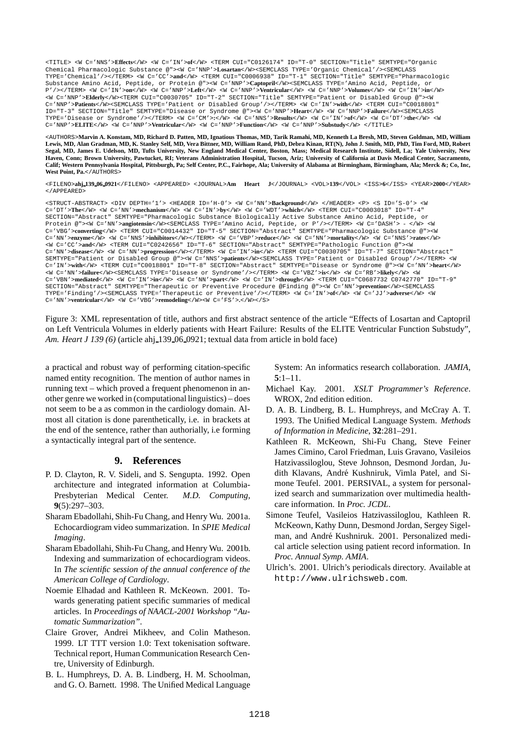```
<TITLE> <W C='NNS'>Effects</W> <W C='IN'>of</W> <TERM CUI="C0126174" ID="T-0" SECTION="Title" SEMTYPE="Organic
Chemical Pharmacologic Substance @"><W C='NNP'>Losartan</W><SEMCLASS TYPE='Organic Chemical'/><SEMCLASS
TYPE='Chemical'/></TERM> <W C='CC'>and</W> <TERM CUI="C0006938" ID="T-1" SECTION="Title" SEMTYPE="Pharmacologic
Substance Amino Acid, Peptide, or Protein @"><W C='NNP'>Captopril</W><SEMCLASS TYPE='Amino Acid, Peptide, or
P'/></TERM> <W C='IN'>on</W> <W C='NNP'>Left</W> <W C='NNP'>Ventricular</W> <W C='NNP'>Volumes</W> <W C='IN'>in</W>
<W C='NNP'>Elderly</W><TERM CUI="C0030705" ID="T-2" SECTION="Title" SEMTYPE="Patient or Disabled Group @"><W
C='NNP'>Patients</W><SEMCLASS TYPE='Patient or Disabled Group'/></TERM> <W C='IN'>with</W> <TERM CUI="C0018801"
ID="T-3" SECTION="Title" SEMTYPE="Disease or Syndrome @"><W C='NNP'>Heart</W> <W C='NNP'>Failure</W><SEMCLASS
TYPE='Disease or Syndrome'/></TERM> <W C='CM'>:</W> <W C='NNS'>Results</W> <W C='IN'>of</W> <W C='DT'>the</W> <W
C='NNP'>ELITE</W> <W C='NNP'>Ventricular</W> <W C='NNP'>Function</W> <W C='NNP'>Substudy</W> </TITLE>

<AUTHORS>Marvin A. Konstam, MD, Richard D. Patten, MD, Ignatious Thomas, MD, Tarik Ramahi, MD, Kenneth La Bresh, MD, Steven Goldman, MD, William
Lewis, MD, Alan Gradman, MD, K. Stanley Self, MD, Vera Bittner, MD, William Rand, PhD, Debra Kinan, RT(N), John J. Smith, MD, PhD, Tim Ford, MD, Robert
Segal, MD, James E. Udelson, MD, Tufts University, New England Medical Center, Boston, Mass; Medical Research Institute, Sidell, La; Yale University, New
Haven, Conn; Brown University, Pawtucket, RI; Veterans Administration Hospital, Tucson, Ariz; University of California at Davis Medical Center, Sacramento,
Calif; Western Pennsylvania Hospital, Pittsburgh, Pa; Self Center, P.C., Fairhope, Ala; University of Alabama at Birmingham, Birmingham, Ala; Merck &; Co, Inc,
West Point, Pa.</AUTHORS>

<FILENO>ahj_139_06_0921</FILENO> <APPEARED> <JOURNAL>Am Heart J</JOURNAL> <VOL>139</VOL> <ISS>6</ISS> <YEAR>2000</YEAR>
</APPEARED>

<STRUCT-ABSTRACT> <DIV DEPTH='1'> <HEADER ID='H-0'> <W C='NN'>Background</W> </HEADER> <P> <S ID='S-0'> <W
C='DT'>The</W> <W C='NN'>mechanism</W> <W C='IN'>by</W> <W C='WDT'>which</W> <TERM CUI="C0003018" ID="T-4"
SECTION="Abstract" SEMTYPE="Pharmacologic Substance Biologically Active Substance Amino Acid, Peptide, or
Protein @"><W C='NN'>angiotensin</W><SEMCLASS TYPE='Amino Acid, Peptide, or P'/></TERM> <W C='DASH'> - </W> <W
C='VBG'>converting</W> <TERM CUI="C0014432" ID="T-5" SECTION="Abstract" SEMTYPE="Pharmacologic Substance @"><W
C='NN'>enzyme</W> <W C='NNS'>inhibitors</W></TERM> <W C='VBP'>reduce</W> <W C='NN'>mortality</W> <W C='NNS'>rates</W>
<W C='CC'>and</W> <TERM CUI="C0242656" ID="T-6" SECTION="Abstract" SEMTYPE="Pathologic Function @"><W
C='NN'>disease</W> <W C='NN'>progression</W></TERM> <W C='IN'>in</W> <TERM CUI="C0030705" ID="T-7" SECTION="Abstract"
SEMTYPE="Patient or Disabled Group @"><W C='NNS'>patients</W><SEMCLASS TYPE='Patient or Disabled Group'/></TERM> <W
C='IN'>with</W> <TERM CUI="C0018801" ID="T-8" SECTION="Abstract" SEMTYPE="Disease or Syndrome @"><W C='NN'>heart</W>
<W C='NN'>failure</W><SEMCLASS TYPE='Disease or Syndrome'/></TERM> <W C='VBZ'>is</W> <W C='RB'>likely</W> <W
C='VBN'>mediated</W> <W C='IN'>in</W> <W C='NN'>part</W> <W C='IN'>through</W> <TERM CUI="C0687732 C0742770" ID="T-9"
SECTION="Abstract" SEMTYPE="Therapeutic or Preventive Procedure @Finding @"><W C='NN'>prevention</W><SEMCLASS
TYPE='Finding'/><SEMCLASS TYPE='Therapeutic or Preventive'/></TERM> <W C='IN'>of</W> <W C='JJ'>adverse</W> <W
C='NN'>ventricular</W> <W C='VBG'>remodeling</W><W C='FS'>.</W></S>
```

Figure 3: XML representation of title, authors and first abstract sentence of the article "Effects of Losartan and Captopril on Left Ventricula Volumes in elderly patients with Heart Failure: Results of the ELITE Ventricular Function Substudy", *Am. Heart J 139 (6)* (article ahj_139_06_0921; textual data from article in bold face)

a practical and robust way of performing citation-specific named entity recognition. The mention of author names in running text – which proved a frequent phenomenon in another genre we worked in (computational linguistics) – does not seem to be a as common in the cardiology domain. Almost all citation is done parenthetically, i.e. in brackets at the end of the sentence, rather than authorially, i.e forming a syntactically integral part of the sentence.

## 9. References

P. D. Clayton, R. V. Sideli, and S. Sengupta. 1992. Open architecture and integrated information at Columbia-Presbyterian Medical Center. *M.D. Computing*, **9**(5):297–303.

Sharam Ebadollahi, Shih-Fu Chang, and Henry Wu. 2001a. Echocardiogram video summarization. In *SPIE Medical Imaging*.

Sharam Ebadollahi, Shih-Fu Chang, and Henry Wu. 2001b. Indexing and summarization of echocardiogram videos. In *The scientific session of the annual conference of the American College of Cardiology*.

Noemie Elhadad and Kathleen R. McKeown. 2001. Towards generating patient specific summaries of medical articles. In *Proceedings of NAACL-2001 Workshop "Automatic Summarization"*.

Claire Grover, Andrei Mikheev, and Colin Matheson. 1999. LT TTT version 1.0: Text tokenisation software. Technical report, Human Communication Research Centre, University of Edinburgh.

B. L. Humphreys, D. A. B. Lindberg, H. M. Schoolman, and G. O. Barnett. 1998. The Unified Medical Language System: An informatics research collaboration. *JAMIA*, **5**:1–11.

Michael Kay. 2001. *XSLT Programmer's Reference*. WROX, 2nd edition edition.

D. A. B. Lindberg, B. L. Humphreys, and McCray A. T. 1993. The Unified Medical Language System. *Methods of Information in Medicine*, **32**:281–291.

Kathleen R. McKeown, Shi-Fu Chang, Steve Feiner James Cimino, Carol Friedman, Luis Gravano, Vasileios Hatzivassiloglou, Steve Johnson, Desmond Jordan, Judith Klavans, André Kushniruk, Vimla Patel, and Simone Teufel. 2001. PERSIVAL, a system for personalized search and summarization over multimedia health-care information. In *Proc. JCDL*.

Simone Teufel, Vasileios Hatzivassiloglou, Kathleen R. McKeown, Kathy Dunn, Desmond Jordan, Sergey Sigelman, and André Kushniruk. 2001. Personalized medical article selection using patient record information. In *Proc. Annual Symp. AMIA*.

Ulrich's. 2001. Ulrich's periodicals directory. Available at http://www.ulrichsweb.com.